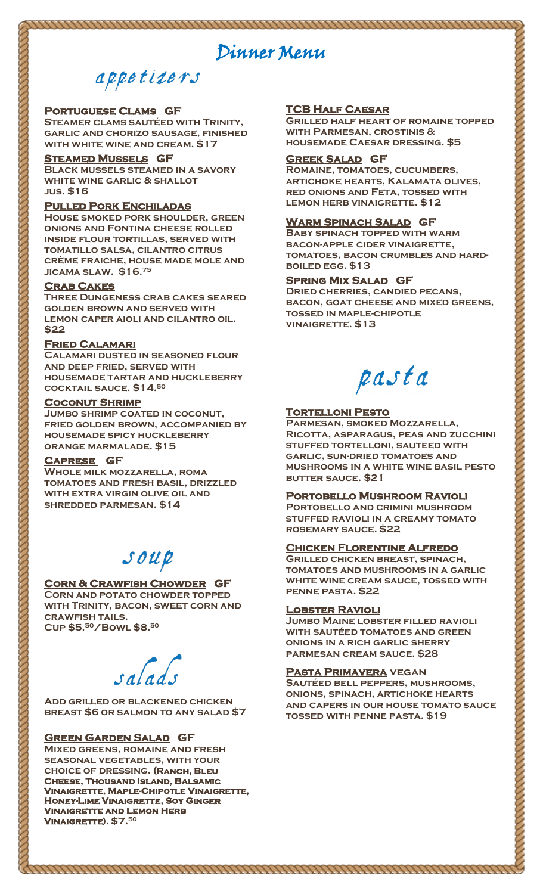# Dinner Menu

## appetizers

### Portuguese Clams GF
Steamer clams sautéed with Trinity, garlic and chorizo sausage, finished with white wine and cream. $17

### Steamed Mussels GF
Black mussels steamed in a savory white wine garlic & shallot jus. $16

### Pulled Pork Enchiladas
House smoked pork shoulder, green onions and Fontina cheese rolled inside flour tortillas, served with tomatillo salsa, cilantro citrus crème fraiche, house made mole and jicama slaw. $16.75

### Crab Cakes
Three Dungeness crab cakes seared golden brown and served with lemon caper aioli and cilantro oil. $22

### Fried Calamari
Calamari dusted in seasoned flour and deep fried, served with housemade tartar and huckleberry cocktail sauce. $14.50

### Coconut Shrimp
Jumbo shrimp coated in coconut, fried golden brown, accompanied by housemade spicy huckleberry orange marmalade. $15

### Caprese GF
Whole milk mozzarella, roma tomatoes and fresh basil, drizzled with extra virgin olive oil and shredded parmesan. $14

## soup

### Corn & Crawfish Chowder GF
Corn and potato chowder topped with Trinity, bacon, sweet corn and crawfish tails.
Cup $5.50/Bowl $8.50

## salads

Add grilled or blackened chicken breast $6 or salmon to any salad $7

### Green Garden Salad GF
Mixed greens, romaine and fresh seasonal vegetables, with your choice of dressing. (**Ranch, Bleu Cheese, Thousand Island, Balsamic Vinaigrette, Maple-Chipotle Vinaigrette, Honey-Lime Vinaigrette, Soy Ginger Vinaigrette and Lemon Herb Vinaigrette**). $7.50

### TCB Half Caesar
Grilled half heart of romaine topped with Parmesan, crostinis & housemade Caesar dressing. $5

### Greek Salad GF
Romaine, tomatoes, cucumbers, artichoke hearts, Kalamata olives, red onions and Feta, tossed with lemon herb vinaigrette. $12

### Warm Spinach Salad GF
Baby spinach topped with warm bacon-apple cider vinaigrette, tomatoes, bacon crumbles and hard-boiled egg. $13

### Spring Mix Salad GF
Dried cherries, candied pecans, bacon, goat cheese and mixed greens, tossed in maple-chipotle vinaigrette. $13

## pasta

### Tortelloni Pesto
Parmesan, smoked Mozzarella, Ricotta, asparagus, peas and zucchini stuffed tortelloni, sauteed with garlic, sun-dried tomatoes and mushrooms in a white wine basil pesto butter sauce. $21

### Portobello Mushroom Ravioli
Portobello and crimini mushroom stuffed ravioli in a creamy tomato rosemary sauce. $22

### Chicken Florentine Alfredo
Grilled chicken breast, spinach, tomatoes and mushrooms in a garlic white wine cream sauce, tossed with penne pasta. $22

### Lobster Ravioli
Jumbo Maine lobster filled ravioli with sautéed tomatoes and green onions in a rich garlic sherry parmesan cream sauce. $28

### Pasta Primavera vegan
Sautéed bell peppers, mushrooms, onions, spinach, artichoke hearts and capers in our house tomato sauce tossed with penne pasta. $19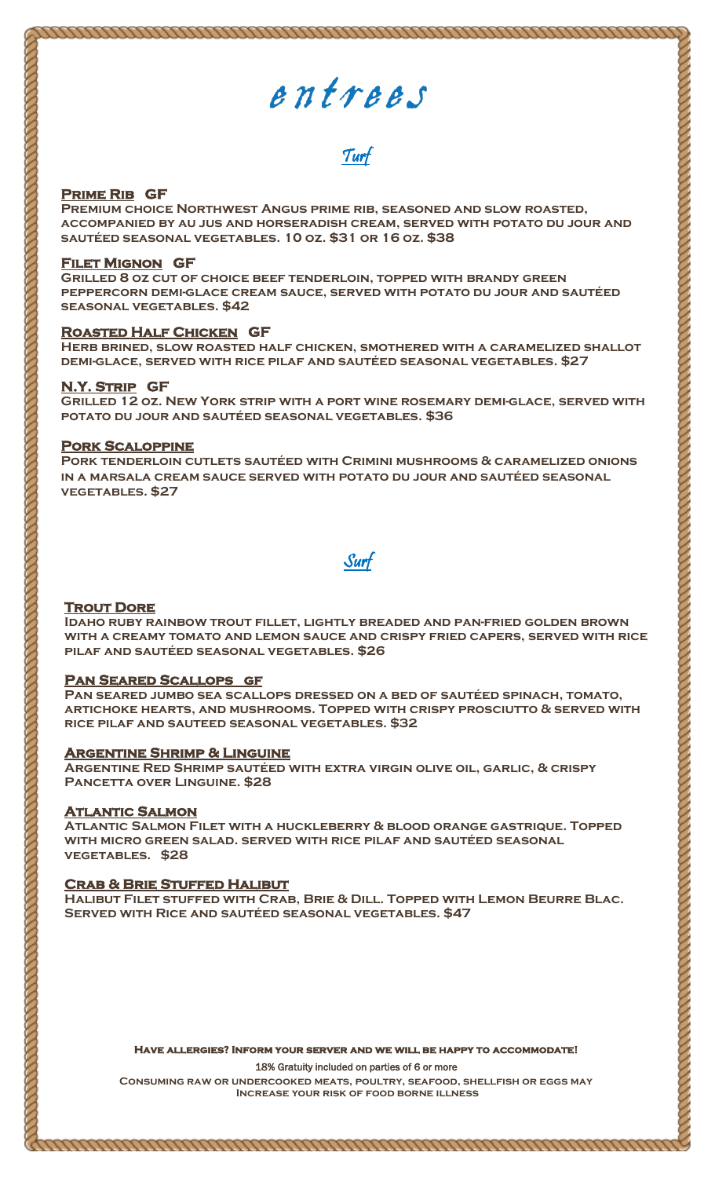# entrees

## Turf

**Prime Rib GF**
Premium choice Northwest Angus prime rib, seasoned and slow roasted, accompanied by au jus and horseradish cream, served with potato du jour and sautéed seasonal vegetables. 10 oz. $31 or 16 oz. $38

**Filet Mignon GF**
Grilled 8 oz cut of choice beef tenderloin, topped with brandy green peppercorn demi-glace cream sauce, served with potato du jour and sautéed seasonal vegetables. $42

**Roasted Half Chicken GF**
Herb brined, slow roasted half chicken, smothered with a caramelized shallot demi-glace, served with rice pilaf and sautéed seasonal vegetables. $27

**N.Y. Strip GF**
Grilled 12 oz. New York strip with a port wine rosemary demi-glace, served with potato du jour and sautéed seasonal vegetables. $36

**Pork Scaloppine**
Pork tenderloin cutlets sautéed with Crimini mushrooms & caramelized onions in a marsala cream sauce served with potato du jour and sautéed seasonal vegetables. $27

## Surf

**Trout Dore**
Idaho ruby rainbow trout fillet, lightly breaded and pan-fried golden brown with a creamy tomato and lemon sauce and crispy fried capers, served with rice pilaf and sautéed seasonal vegetables. $26

**Pan Seared Scallops gf**
Pan seared jumbo sea scallops dressed on a bed of sautéed spinach, tomato, artichoke hearts, and mushrooms. Topped with crispy prosciutto & served with rice pilaf and sauteed seasonal vegetables. $32

**Argentine Shrimp & Linguine**
Argentine Red Shrimp sautéed with extra virgin olive oil, garlic, & crispy Pancetta over Linguine. $28

**Atlantic Salmon**
Atlantic Salmon Filet with a huckleberry & blood orange gastrique. Topped with micro green salad. served with rice pilaf and sautéed seasonal vegetables. $28

**Crab & Brie Stuffed Halibut**
Halibut Filet stuffed with Crab, Brie & Dill. Topped with Lemon Beurre Blac. Served with Rice and sautéed seasonal vegetables. $47

**Have allergies? Inform your server and we will be happy to accommodate!**

18% Gratuity included on parties of 6 or more

Consuming raw or undercooked meats, poultry, seafood, shellfish or eggs may Increase your risk of food borne illness